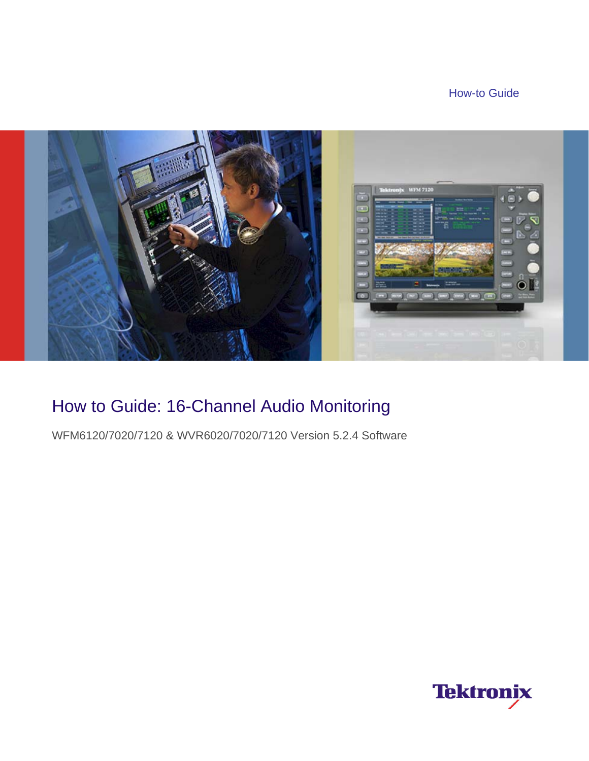How-to Guide

# How to Guide: 16-Channel Audio Monitoring

WFM6120/7020/7120 & WVR6020/7020/7120 Version 5.2.4 Software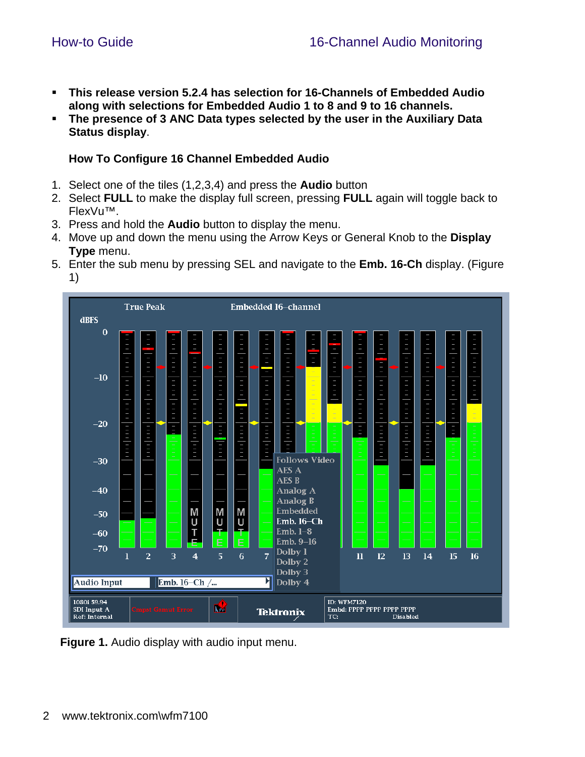- **This release version 5.2.4 has selection for 16-Channels of Embedded Audio along with selections for Embedded Audio 1 to 8 and 9 to 16 channels.**
- **The presence of 3 ANC Data types selected by the user in the Auxiliary Data Status display**.

**How To Configure 16 Channel Embedded Audio**

1. Select one of the tiles (1,2,3,4) and press the **Audio** button
2. Select **FULL** to make the display full screen, pressing **FULL** again will toggle back to FlexVu™.
3. Press and hold the **Audio** button to display the menu.
4. Move up and down the menu using the Arrow Keys or General Knob to the **Display Type** menu.
5. Enter the sub menu by pressing SEL and navigate to the **Emb. 16-Ch** display. (Figure 1)

**Figure 1.** Audio display with audio input menu.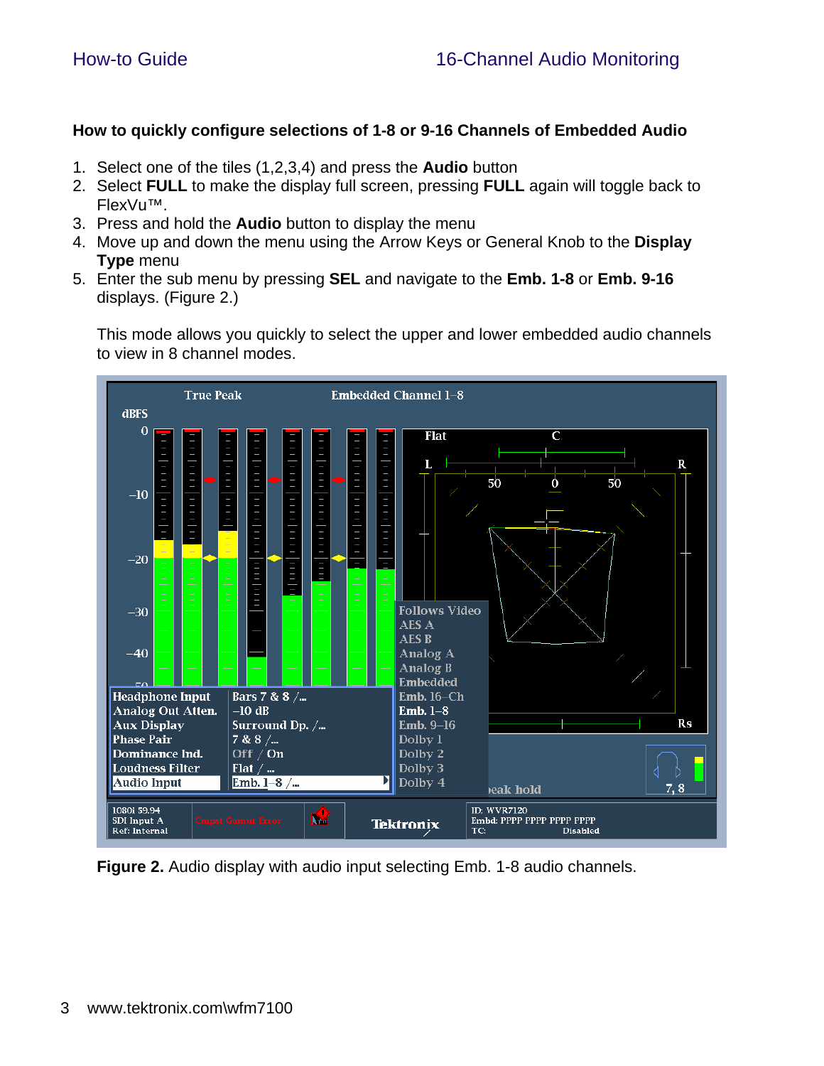### How to quickly configure selections of 1-8 or 9-16 Channels of Embedded Audio

1. Select one of the tiles (1,2,3,4) and press the **Audio** button
2. Select **FULL** to make the display full screen, pressing **FULL** again will toggle back to FlexVu™.
3. Press and hold the **Audio** button to display the menu
4. Move up and down the menu using the Arrow Keys or General Knob to the **Display Type** menu
5. Enter the sub menu by pressing **SEL** and navigate to the **Emb. 1-8** or **Emb. 9-16** displays. (Figure 2.)

   This mode allows you quickly to select the upper and lower embedded audio channels to view in 8 channel modes.

**Figure 2.** Audio display with audio input selecting Emb. 1-8 audio channels.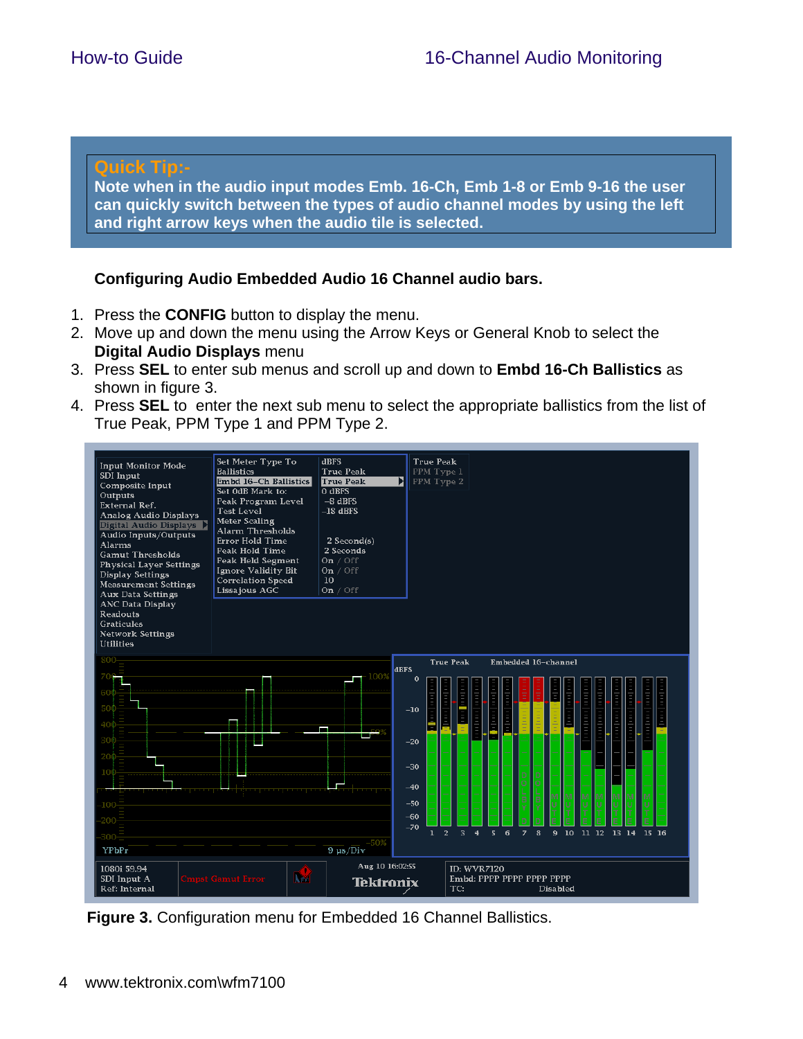**Quick Tip:-**

**Note when in the audio input modes Emb. 16-Ch, Emb 1-8 or Emb 9-16 the user can quickly switch between the types of audio channel modes by using the left and right arrow keys when the audio tile is selected.**

**Configuring Audio Embedded Audio 16 Channel audio bars.**

1. Press the **CONFIG** button to display the menu.
2. Move up and down the menu using the Arrow Keys or General Knob to select the **Digital Audio Displays** menu
3. Press **SEL** to enter sub menus and scroll up and down to **Embd 16-Ch Ballistics** as shown in figure 3.
4. Press **SEL** to enter the next sub menu to select the appropriate ballistics from the list of True Peak, PPM Type 1 and PPM Type 2.

**Figure 3.** Configuration menu for Embedded 16 Channel Ballistics.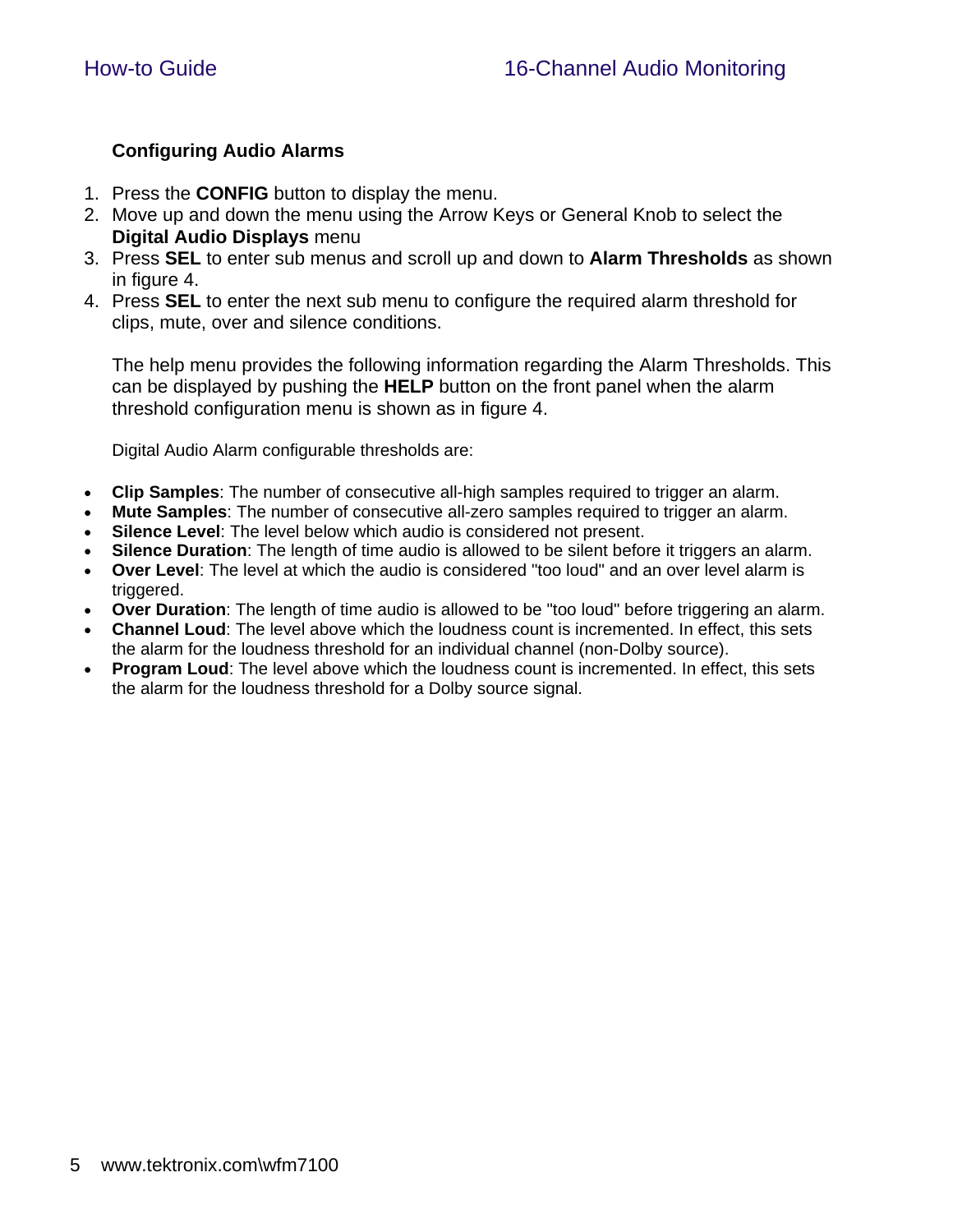### Configuring Audio Alarms

1. Press the **CONFIG** button to display the menu.
2. Move up and down the menu using the Arrow Keys or General Knob to select the **Digital Audio Displays** menu
3. Press **SEL** to enter sub menus and scroll up and down to **Alarm Thresholds** as shown in figure 4.
4. Press **SEL** to enter the next sub menu to configure the required alarm threshold for clips, mute, over and silence conditions.

   The help menu provides the following information regarding the Alarm Thresholds. This can be displayed by pushing the **HELP** button on the front panel when the alarm threshold configuration menu is shown as in figure 4.

   Digital Audio Alarm configurable thresholds are:

- **Clip Samples**: The number of consecutive all-high samples required to trigger an alarm.
- **Mute Samples**: The number of consecutive all-zero samples required to trigger an alarm.
- **Silence Level**: The level below which audio is considered not present.
- **Silence Duration**: The length of time audio is allowed to be silent before it triggers an alarm.
- **Over Level**: The level at which the audio is considered "too loud" and an over level alarm is triggered.
- **Over Duration**: The length of time audio is allowed to be "too loud" before triggering an alarm.
- **Channel Loud**: The level above which the loudness count is incremented. In effect, this sets the alarm for the loudness threshold for an individual channel (non-Dolby source).
- **Program Loud**: The level above which the loudness count is incremented. In effect, this sets the alarm for the loudness threshold for a Dolby source signal.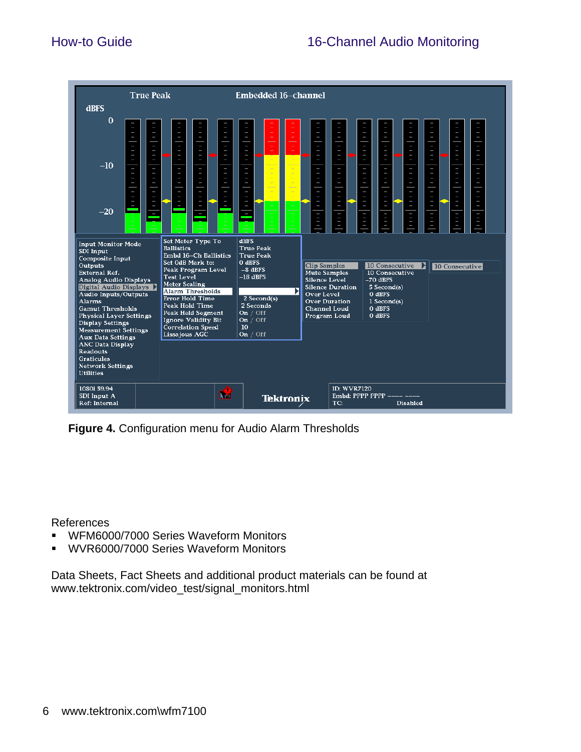**Figure 4.** Configuration menu for Audio Alarm Thresholds

References

- WFM6000/7000 Series Waveform Monitors
- WVR6000/7000 Series Waveform Monitors

Data Sheets, Fact Sheets and additional product materials can be found at www.tektronix.com/video_test/signal_monitors.html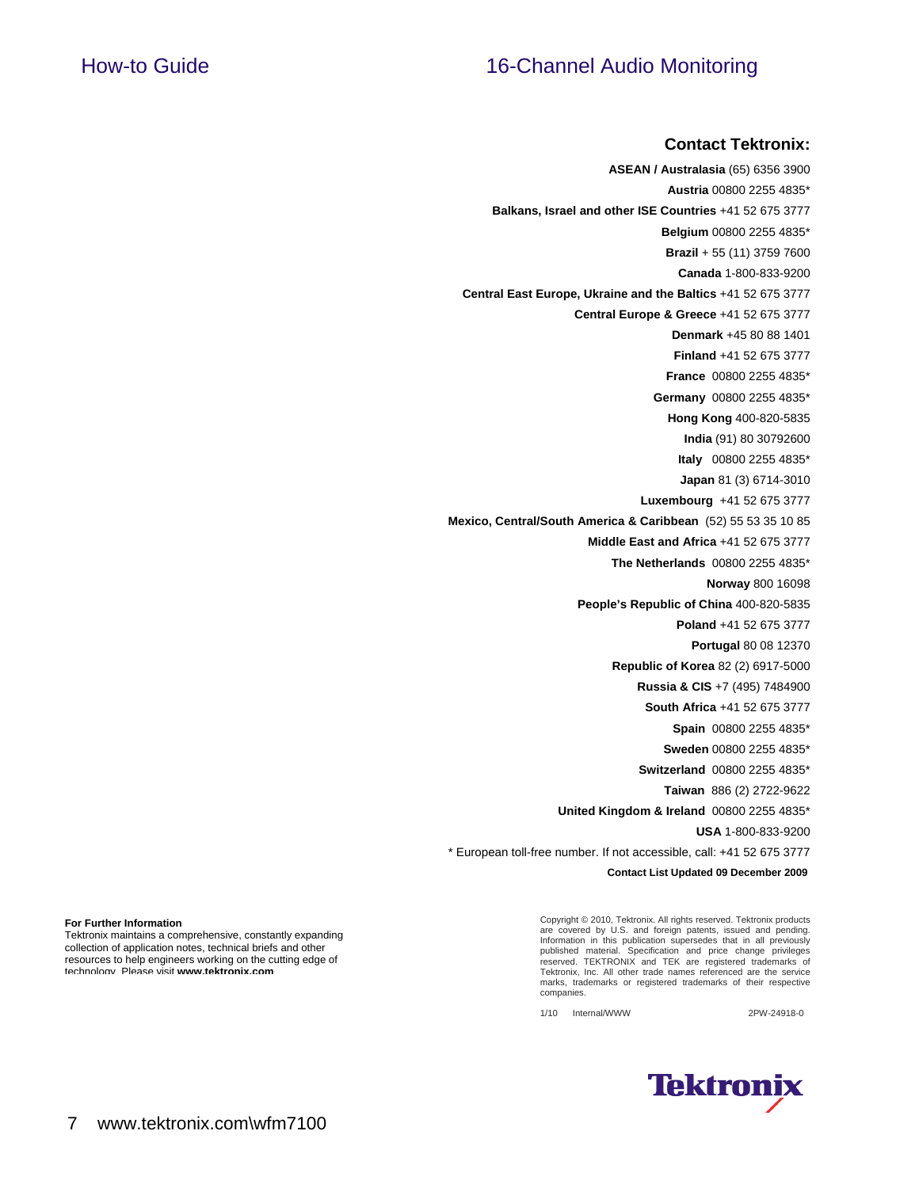## Contact Tektronix:

**ASEAN / Australasia** (65) 6356 3900

**Austria** 00800 2255 4835*

**Balkans, Israel and other ISE Countries** +41 52 675 3777

**Belgium** 00800 2255 4835*

**Brazil** + 55 (11) 3759 7600

**Canada** 1-800-833-9200

**Central East Europe, Ukraine and the Baltics** +41 52 675 3777

**Central Europe & Greece** +41 52 675 3777

**Denmark** +45 80 88 1401

**Finland** +41 52 675 3777

**France** 00800 2255 4835*

**Germany** 00800 2255 4835*

**Hong Kong** 400-820-5835

**India** (91) 80 30792600

**Italy** 00800 2255 4835*

**Japan** 81 (3) 6714-3010

**Luxembourg** +41 52 675 3777

**Mexico, Central/South America & Caribbean** (52) 55 53 35 10 85

**Middle East and Africa** +41 52 675 3777

**The Netherlands** 00800 2255 4835*

**Norway** 800 16098

**People's Republic of China** 400-820-5835

**Poland** +41 52 675 3777

**Portugal** 80 08 12370

**Republic of Korea** 82 (2) 6917-5000

**Russia & CIS** +7 (495) 7484900

**South Africa** +41 52 675 3777

**Spain** 00800 2255 4835*

**Sweden** 00800 2255 4835*

**Switzerland** 00800 2255 4835*

**Taiwan** 886 (2) 2722-9622

**United Kingdom & Ireland** 00800 2255 4835*

**USA** 1-800-833-9200

* European toll-free number. If not accessible, call: +41 52 675 3777

**Contact List Updated 09 December 2009**

**For Further Information**

Tektronix maintains a comprehensive, constantly expanding collection of application notes, technical briefs and other resources to help engineers working on the cutting edge of technology. Please visit **www.tektronix.com**

Copyright © 2010, Tektronix. All rights reserved. Tektronix products are covered by U.S. and foreign patents, issued and pending. Information in this publication supersedes that in all previously published material. Specification and price change privileges reserved. TEKTRONIX and TEK are registered trademarks of Tektronix, Inc. All other trade names referenced are the service marks, trademarks or registered trademarks of their respective companies.

1/10 Internal/WWW 2PW-24918-0

Tektronix